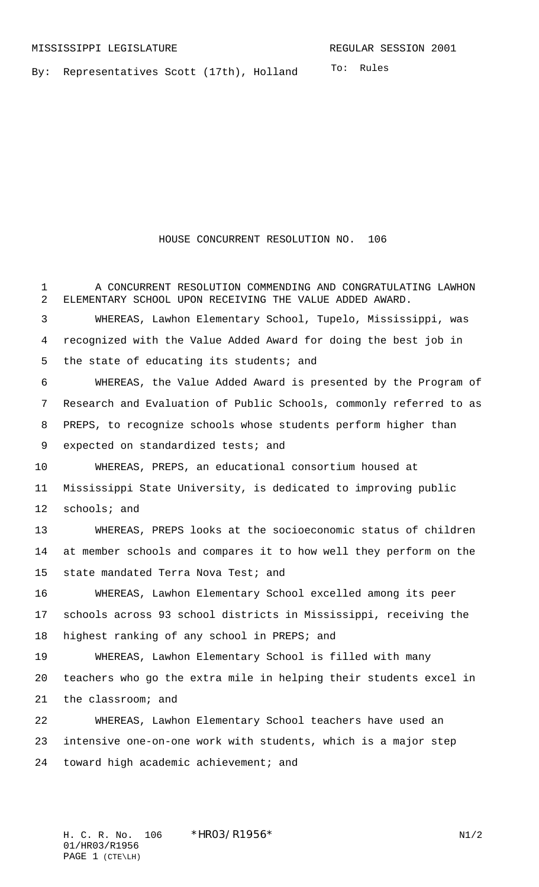MISSISSIPPI LEGISLATURE REGULAR SESSION 2001

By: Representatives Scott (17th), Holland

To: Rules

# HOUSE CONCURRENT RESOLUTION NO. 106

A CONCURRENT RESOLUTION COMMENDING AND CONGRATULATING LAWHON ELEMENTARY SCHOOL UPON RECEIVING THE VALUE ADDED AWARD.

WHEREAS, Lawhon Elementary School, Tupelo, Mississippi, was recognized with the Value Added Award for doing the best job in the state of educating its students; and

WHEREAS, the Value Added Award is presented by the Program of Research and Evaluation of Public Schools, commonly referred to as PREPS, to recognize schools whose students perform higher than expected on standardized tests; and

WHEREAS, PREPS, an educational consortium housed at Mississippi State University, is dedicated to improving public schools; and

WHEREAS, PREPS looks at the socioeconomic status of children at member schools and compares it to how well they perform on the state mandated Terra Nova Test; and

WHEREAS, Lawhon Elementary School excelled among its peer schools across 93 school districts in Mississippi, receiving the highest ranking of any school in PREPS; and

WHEREAS, Lawhon Elementary School is filled with many teachers who go the extra mile in helping their students excel in the classroom; and

WHEREAS, Lawhon Elementary School teachers have used an intensive one-on-one work with students, which is a major step toward high academic achievement; and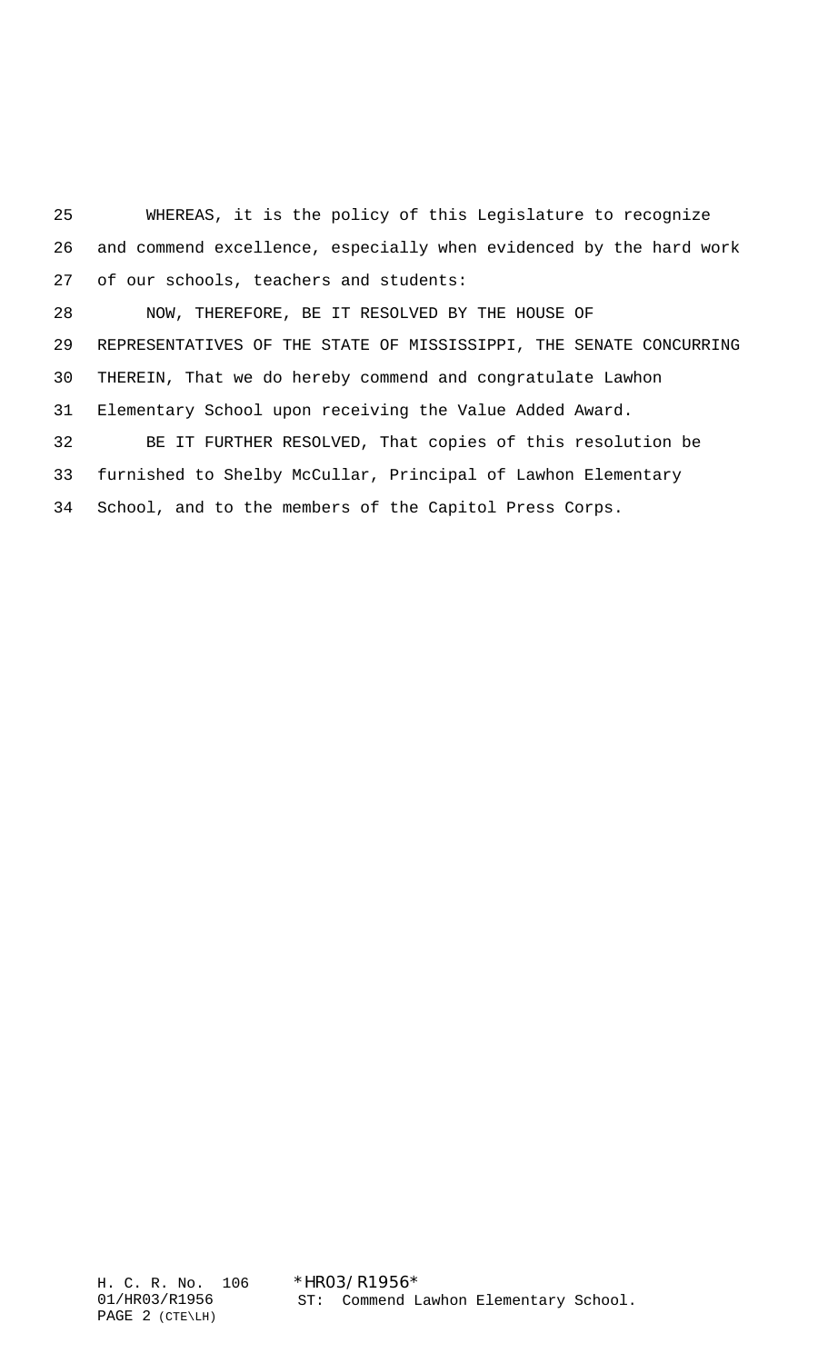WHEREAS, it is the policy of this Legislature to recognize and commend excellence, especially when evidenced by the hard work of our schools, teachers and students:

NOW, THEREFORE, BE IT RESOLVED BY THE HOUSE OF REPRESENTATIVES OF THE STATE OF MISSISSIPPI, THE SENATE CONCURRING THEREIN, That we do hereby commend and congratulate Lawhon Elementary School upon receiving the Value Added Award.

BE IT FURTHER RESOLVED, That copies of this resolution be furnished to Shelby McCullar, Principal of Lawhon Elementary School, and to the members of the Capitol Press Corps.